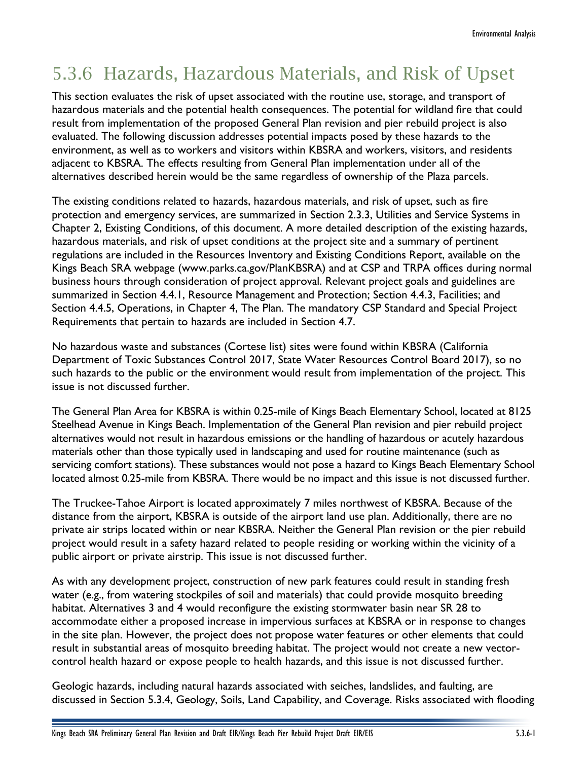## 5.3.6 Hazards, Hazardous Materials, and Risk of Upset

This section evaluates the risk of upset associated with the routine use, storage, and transport of hazardous materials and the potential health consequences. The potential for wildland fire that could result from implementation of the proposed General Plan revision and pier rebuild project is also evaluated. The following discussion addresses potential impacts posed by these hazards to the environment, as well as to workers and visitors within KBSRA and workers, visitors, and residents adjacent to KBSRA. The effects resulting from General Plan implementation under all of the alternatives described herein would be the same regardless of ownership of the Plaza parcels.

The existing conditions related to hazards, hazardous materials, and risk of upset, such as fire protection and emergency services, are summarized in Section 2.3.3, Utilities and Service Systems in Chapter 2, Existing Conditions, of this document. A more detailed description of the existing hazards, hazardous materials, and risk of upset conditions at the project site and a summary of pertinent regulations are included in the Resources Inventory and Existing Conditions Report, available on the Kings Beach SRA webpage (www.parks.ca.gov/PlanKBSRA) and at CSP and TRPA offices during normal business hours through consideration of project approval. Relevant project goals and guidelines are summarized in Section 4.4.1, Resource Management and Protection; Section 4.4.3, Facilities; and Section 4.4.5, Operations, in Chapter 4, The Plan. The mandatory CSP Standard and Special Project Requirements that pertain to hazards are included in Section 4.7.

No hazardous waste and substances (Cortese list) sites were found within KBSRA (California Department of Toxic Substances Control 2017, State Water Resources Control Board 2017), so no such hazards to the public or the environment would result from implementation of the project. This issue is not discussed further.

The General Plan Area for KBSRA is within 0.25-mile of Kings Beach Elementary School, located at 8125 Steelhead Avenue in Kings Beach. Implementation of the General Plan revision and pier rebuild project alternatives would not result in hazardous emissions or the handling of hazardous or acutely hazardous materials other than those typically used in landscaping and used for routine maintenance (such as servicing comfort stations). These substances would not pose a hazard to Kings Beach Elementary School located almost 0.25-mile from KBSRA. There would be no impact and this issue is not discussed further.

The Truckee-Tahoe Airport is located approximately 7 miles northwest of KBSRA. Because of the distance from the airport, KBSRA is outside of the airport land use plan. Additionally, there are no private air strips located within or near KBSRA. Neither the General Plan revision or the pier rebuild project would result in a safety hazard related to people residing or working within the vicinity of a public airport or private airstrip. This issue is not discussed further.

As with any development project, construction of new park features could result in standing fresh water (e.g., from watering stockpiles of soil and materials) that could provide mosquito breeding habitat. Alternatives 3 and 4 would reconfigure the existing stormwater basin near SR 28 to accommodate either a proposed increase in impervious surfaces at KBSRA or in response to changes in the site plan. However, the project does not propose water features or other elements that could result in substantial areas of mosquito breeding habitat. The project would not create a new vector-control health hazard or expose people to health hazards, and this issue is not discussed further.

Geologic hazards, including natural hazards associated with seiches, landslides, and faulting, are discussed in Section 5.3.4, Geology, Soils, Land Capability, and Coverage. Risks associated with flooding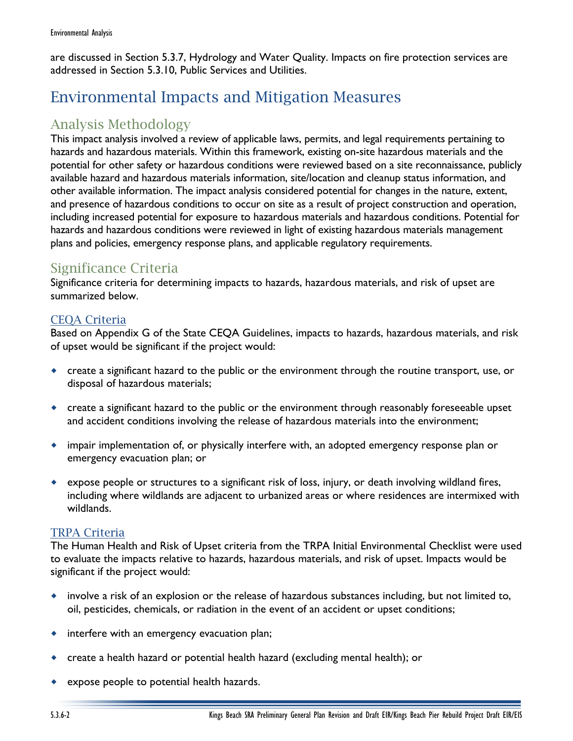are discussed in Section 5.3.7, Hydrology and Water Quality. Impacts on fire protection services are addressed in Section 5.3.10, Public Services and Utilities.

# Environmental Impacts and Mitigation Measures

## Analysis Methodology

This impact analysis involved a review of applicable laws, permits, and legal requirements pertaining to hazards and hazardous materials. Within this framework, existing on-site hazardous materials and the potential for other safety or hazardous conditions were reviewed based on a site reconnaissance, publicly available hazard and hazardous materials information, site/location and cleanup status information, and other available information. The impact analysis considered potential for changes in the nature, extent, and presence of hazardous conditions to occur on site as a result of project construction and operation, including increased potential for exposure to hazardous materials and hazardous conditions. Potential for hazards and hazardous conditions were reviewed in light of existing hazardous materials management plans and policies, emergency response plans, and applicable regulatory requirements.

## Significance Criteria

Significance criteria for determining impacts to hazards, hazardous materials, and risk of upset are summarized below.

### CEQA Criteria

Based on Appendix G of the State CEQA Guidelines, impacts to hazards, hazardous materials, and risk of upset would be significant if the project would:

- create a significant hazard to the public or the environment through the routine transport, use, or disposal of hazardous materials;
- create a significant hazard to the public or the environment through reasonably foreseeable upset and accident conditions involving the release of hazardous materials into the environment;
- impair implementation of, or physically interfere with, an adopted emergency response plan or emergency evacuation plan; or
- expose people or structures to a significant risk of loss, injury, or death involving wildland fires, including where wildlands are adjacent to urbanized areas or where residences are intermixed with wildlands.

### TRPA Criteria

The Human Health and Risk of Upset criteria from the TRPA Initial Environmental Checklist were used to evaluate the impacts relative to hazards, hazardous materials, and risk of upset. Impacts would be significant if the project would:

- involve a risk of an explosion or the release of hazardous substances including, but not limited to, oil, pesticides, chemicals, or radiation in the event of an accident or upset conditions;
- interfere with an emergency evacuation plan;
- create a health hazard or potential health hazard (excluding mental health); or
- expose people to potential health hazards.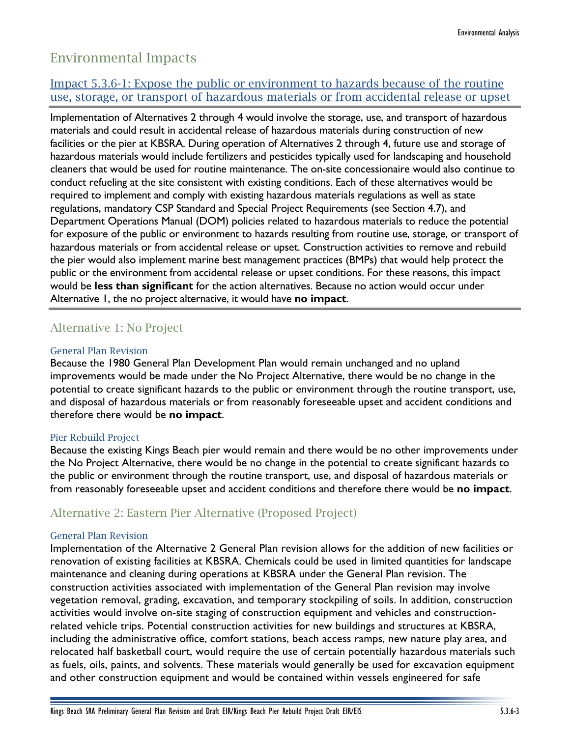## Environmental Impacts

### Impact 5.3.6-1: Expose the public or environment to hazards because of the routine use, storage, or transport of hazardous materials or from accidental release or upset

Implementation of Alternatives 2 through 4 would involve the storage, use, and transport of hazardous materials and could result in accidental release of hazardous materials during construction of new facilities or the pier at KBSRA. During operation of Alternatives 2 through 4, future use and storage of hazardous materials would include fertilizers and pesticides typically used for landscaping and household cleaners that would be used for routine maintenance. The on-site concessionaire would also continue to conduct refueling at the site consistent with existing conditions. Each of these alternatives would be required to implement and comply with existing hazardous materials regulations as well as state regulations, mandatory CSP Standard and Special Project Requirements (see Section 4.7), and Department Operations Manual (DOM) policies related to hazardous materials to reduce the potential for exposure of the public or environment to hazards resulting from routine use, storage, or transport of hazardous materials or from accidental release or upset. Construction activities to remove and rebuild the pier would also implement marine best management practices (BMPs) that would help protect the public or the environment from accidental release or upset conditions. For these reasons, this impact would be **less than significant** for the action alternatives. Because no action would occur under Alternative 1, the no project alternative, it would have **no impact**.

### Alternative 1: No Project

#### General Plan Revision

Because the 1980 General Plan Development Plan would remain unchanged and no upland improvements would be made under the No Project Alternative, there would be no change in the potential to create significant hazards to the public or environment through the routine transport, use, and disposal of hazardous materials or from reasonably foreseeable upset and accident conditions and therefore there would be **no impact**.

#### Pier Rebuild Project

Because the existing Kings Beach pier would remain and there would be no other improvements under the No Project Alternative, there would be no change in the potential to create significant hazards to the public or environment through the routine transport, use, and disposal of hazardous materials or from reasonably foreseeable upset and accident conditions and therefore there would be **no impact**.

### Alternative 2: Eastern Pier Alternative (Proposed Project)

#### General Plan Revision

Implementation of the Alternative 2 General Plan revision allows for the addition of new facilities or renovation of existing facilities at KBSRA. Chemicals could be used in limited quantities for landscape maintenance and cleaning during operations at KBSRA under the General Plan revision. The construction activities associated with implementation of the General Plan revision may involve vegetation removal, grading, excavation, and temporary stockpiling of soils. In addition, construction activities would involve on-site staging of construction equipment and vehicles and construction-related vehicle trips. Potential construction activities for new buildings and structures at KBSRA, including the administrative office, comfort stations, beach access ramps, new nature play area, and relocated half basketball court, would require the use of certain potentially hazardous materials such as fuels, oils, paints, and solvents. These materials would generally be used for excavation equipment and other construction equipment and would be contained within vessels engineered for safe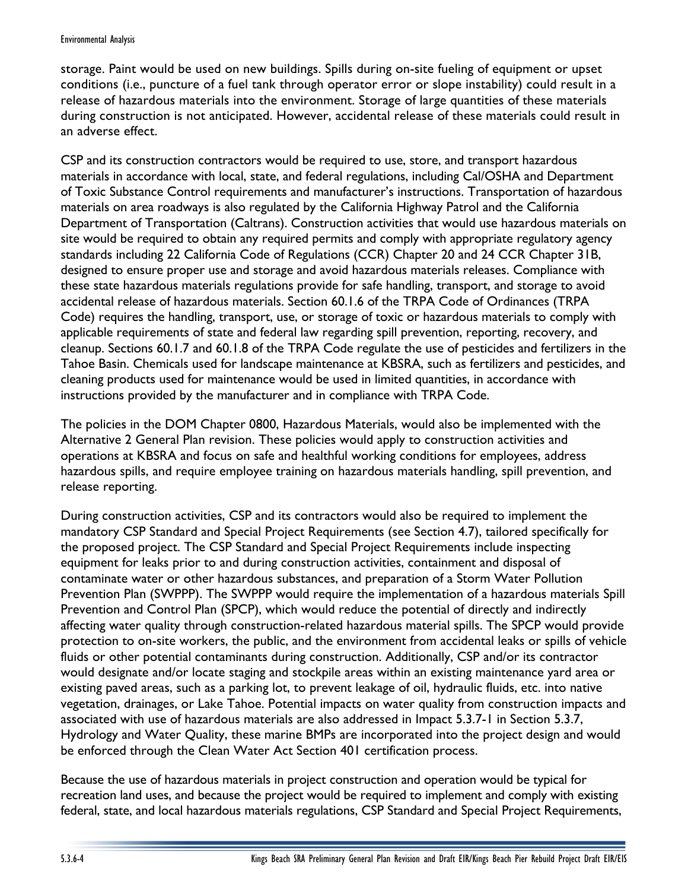storage. Paint would be used on new buildings. Spills during on-site fueling of equipment or upset conditions (i.e., puncture of a fuel tank through operator error or slope instability) could result in a release of hazardous materials into the environment. Storage of large quantities of these materials during construction is not anticipated. However, accidental release of these materials could result in an adverse effect.

CSP and its construction contractors would be required to use, store, and transport hazardous materials in accordance with local, state, and federal regulations, including Cal/OSHA and Department of Toxic Substance Control requirements and manufacturer's instructions. Transportation of hazardous materials on area roadways is also regulated by the California Highway Patrol and the California Department of Transportation (Caltrans). Construction activities that would use hazardous materials on site would be required to obtain any required permits and comply with appropriate regulatory agency standards including 22 California Code of Regulations (CCR) Chapter 20 and 24 CCR Chapter 31B, designed to ensure proper use and storage and avoid hazardous materials releases. Compliance with these state hazardous materials regulations provide for safe handling, transport, and storage to avoid accidental release of hazardous materials. Section 60.1.6 of the TRPA Code of Ordinances (TRPA Code) requires the handling, transport, use, or storage of toxic or hazardous materials to comply with applicable requirements of state and federal law regarding spill prevention, reporting, recovery, and cleanup. Sections 60.1.7 and 60.1.8 of the TRPA Code regulate the use of pesticides and fertilizers in the Tahoe Basin. Chemicals used for landscape maintenance at KBSRA, such as fertilizers and pesticides, and cleaning products used for maintenance would be used in limited quantities, in accordance with instructions provided by the manufacturer and in compliance with TRPA Code.

The policies in the DOM Chapter 0800, Hazardous Materials, would also be implemented with the Alternative 2 General Plan revision. These policies would apply to construction activities and operations at KBSRA and focus on safe and healthful working conditions for employees, address hazardous spills, and require employee training on hazardous materials handling, spill prevention, and release reporting.

During construction activities, CSP and its contractors would also be required to implement the mandatory CSP Standard and Special Project Requirements (see Section 4.7), tailored specifically for the proposed project. The CSP Standard and Special Project Requirements include inspecting equipment for leaks prior to and during construction activities, containment and disposal of contaminate water or other hazardous substances, and preparation of a Storm Water Pollution Prevention Plan (SWPPP). The SWPPP would require the implementation of a hazardous materials Spill Prevention and Control Plan (SPCP), which would reduce the potential of directly and indirectly affecting water quality through construction-related hazardous material spills. The SPCP would provide protection to on-site workers, the public, and the environment from accidental leaks or spills of vehicle fluids or other potential contaminants during construction. Additionally, CSP and/or its contractor would designate and/or locate staging and stockpile areas within an existing maintenance yard area or existing paved areas, such as a parking lot, to prevent leakage of oil, hydraulic fluids, etc. into native vegetation, drainages, or Lake Tahoe. Potential impacts on water quality from construction impacts and associated with use of hazardous materials are also addressed in Impact 5.3.7-1 in Section 5.3.7, Hydrology and Water Quality, these marine BMPs are incorporated into the project design and would be enforced through the Clean Water Act Section 401 certification process.

Because the use of hazardous materials in project construction and operation would be typical for recreation land uses, and because the project would be required to implement and comply with existing federal, state, and local hazardous materials regulations, CSP Standard and Special Project Requirements,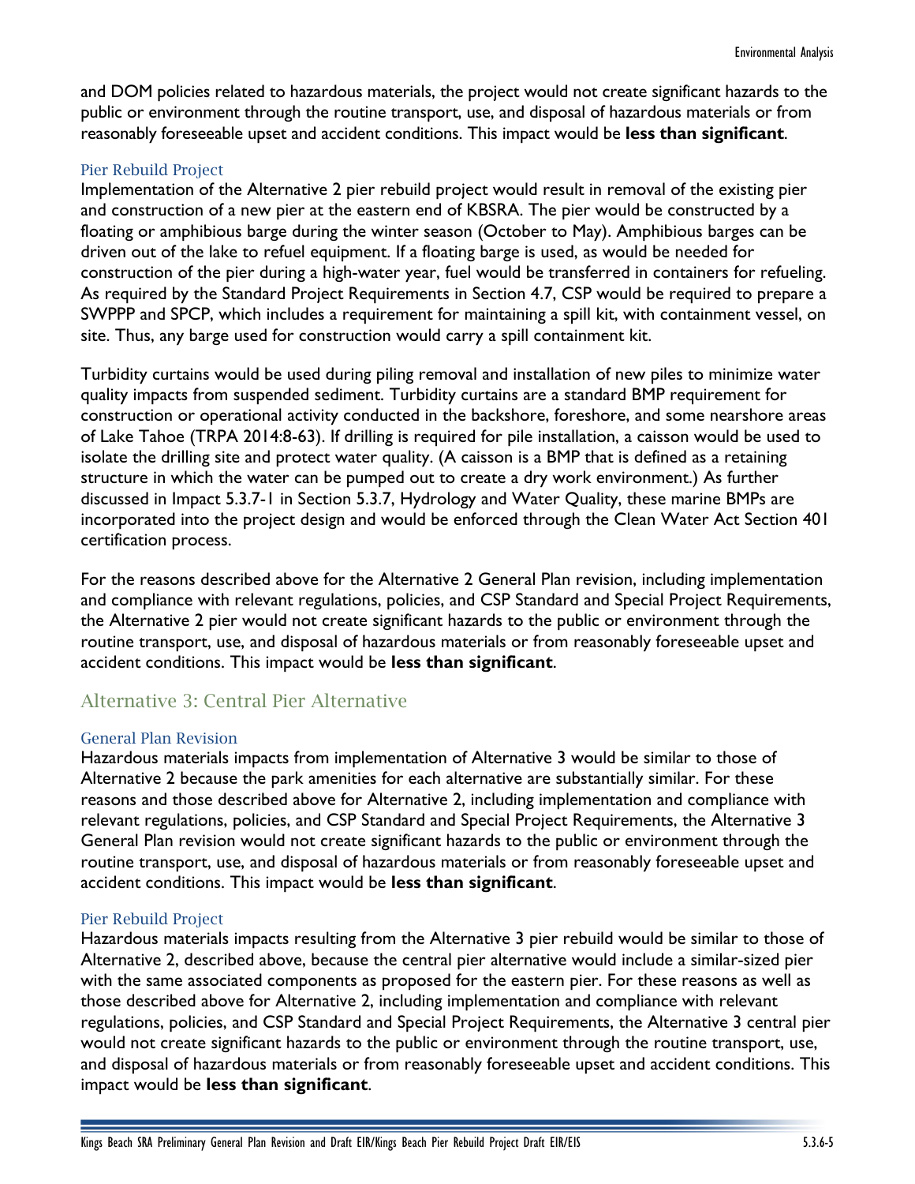and DOM policies related to hazardous materials, the project would not create significant hazards to the public or environment through the routine transport, use, and disposal of hazardous materials or from reasonably foreseeable upset and accident conditions. This impact would be **less than significant**.

#### Pier Rebuild Project

Implementation of the Alternative 2 pier rebuild project would result in removal of the existing pier and construction of a new pier at the eastern end of KBSRA. The pier would be constructed by a floating or amphibious barge during the winter season (October to May). Amphibious barges can be driven out of the lake to refuel equipment. If a floating barge is used, as would be needed for construction of the pier during a high-water year, fuel would be transferred in containers for refueling. As required by the Standard Project Requirements in Section 4.7, CSP would be required to prepare a SWPPP and SPCP, which includes a requirement for maintaining a spill kit, with containment vessel, on site. Thus, any barge used for construction would carry a spill containment kit.

Turbidity curtains would be used during piling removal and installation of new piles to minimize water quality impacts from suspended sediment. Turbidity curtains are a standard BMP requirement for construction or operational activity conducted in the backshore, foreshore, and some nearshore areas of Lake Tahoe (TRPA 2014:8-63). If drilling is required for pile installation, a caisson would be used to isolate the drilling site and protect water quality. (A caisson is a BMP that is defined as a retaining structure in which the water can be pumped out to create a dry work environment.) As further discussed in Impact 5.3.7-1 in Section 5.3.7, Hydrology and Water Quality, these marine BMPs are incorporated into the project design and would be enforced through the Clean Water Act Section 401 certification process.

For the reasons described above for the Alternative 2 General Plan revision, including implementation and compliance with relevant regulations, policies, and CSP Standard and Special Project Requirements, the Alternative 2 pier would not create significant hazards to the public or environment through the routine transport, use, and disposal of hazardous materials or from reasonably foreseeable upset and accident conditions. This impact would be **less than significant**.

### Alternative 3: Central Pier Alternative

#### General Plan Revision

Hazardous materials impacts from implementation of Alternative 3 would be similar to those of Alternative 2 because the park amenities for each alternative are substantially similar. For these reasons and those described above for Alternative 2, including implementation and compliance with relevant regulations, policies, and CSP Standard and Special Project Requirements, the Alternative 3 General Plan revision would not create significant hazards to the public or environment through the routine transport, use, and disposal of hazardous materials or from reasonably foreseeable upset and accident conditions. This impact would be **less than significant**.

#### Pier Rebuild Project

Hazardous materials impacts resulting from the Alternative 3 pier rebuild would be similar to those of Alternative 2, described above, because the central pier alternative would include a similar-sized pier with the same associated components as proposed for the eastern pier. For these reasons as well as those described above for Alternative 2, including implementation and compliance with relevant regulations, policies, and CSP Standard and Special Project Requirements, the Alternative 3 central pier would not create significant hazards to the public or environment through the routine transport, use, and disposal of hazardous materials or from reasonably foreseeable upset and accident conditions. This impact would be **less than significant**.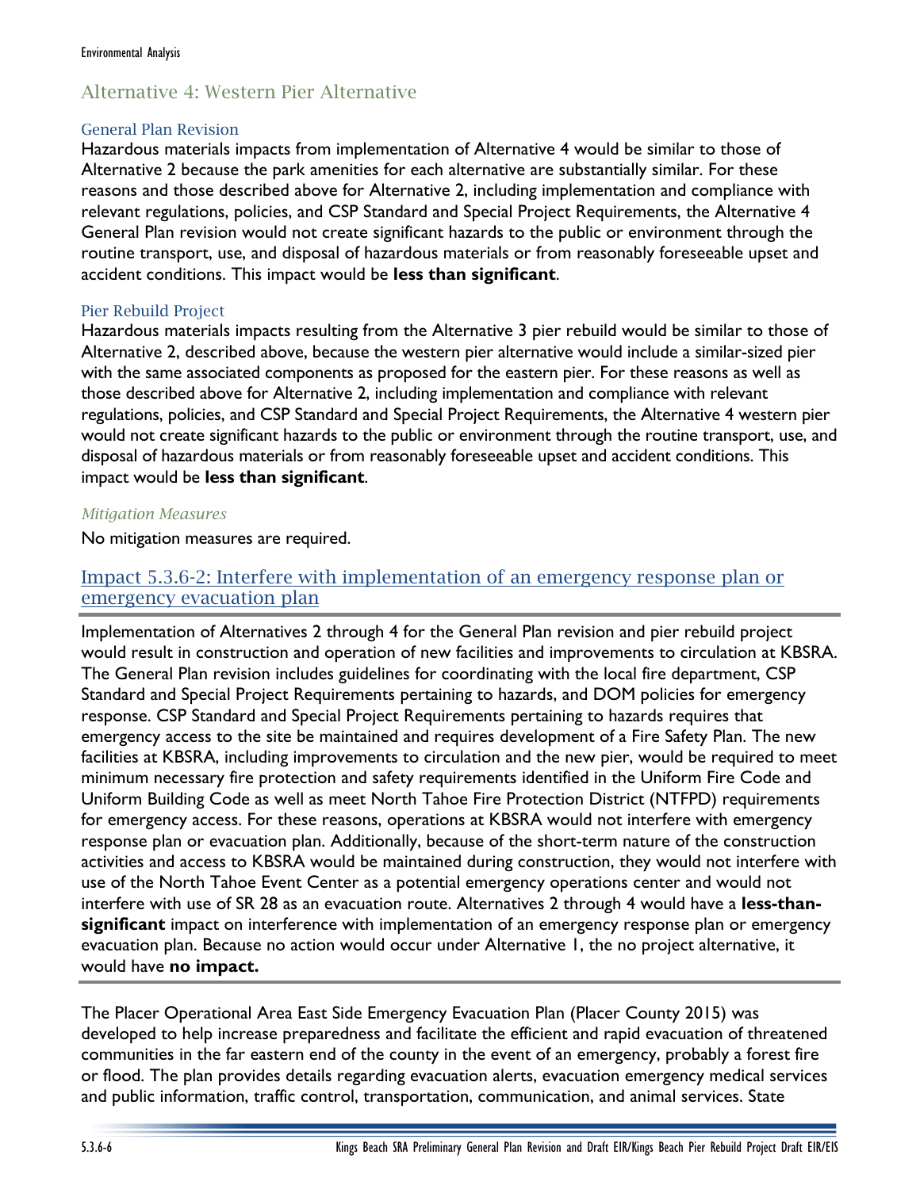## Alternative 4: Western Pier Alternative

### General Plan Revision

Hazardous materials impacts from implementation of Alternative 4 would be similar to those of Alternative 2 because the park amenities for each alternative are substantially similar. For these reasons and those described above for Alternative 2, including implementation and compliance with relevant regulations, policies, and CSP Standard and Special Project Requirements, the Alternative 4 General Plan revision would not create significant hazards to the public or environment through the routine transport, use, and disposal of hazardous materials or from reasonably foreseeable upset and accident conditions. This impact would be **less than significant**.

### Pier Rebuild Project

Hazardous materials impacts resulting from the Alternative 3 pier rebuild would be similar to those of Alternative 2, described above, because the western pier alternative would include a similar-sized pier with the same associated components as proposed for the eastern pier. For these reasons as well as those described above for Alternative 2, including implementation and compliance with relevant regulations, policies, and CSP Standard and Special Project Requirements, the Alternative 4 western pier would not create significant hazards to the public or environment through the routine transport, use, and disposal of hazardous materials or from reasonably foreseeable upset and accident conditions. This impact would be **less than significant**.

#### *Mitigation Measures*

No mitigation measures are required.

## Impact 5.3.6-2: Interfere with implementation of an emergency response plan or emergency evacuation plan

Implementation of Alternatives 2 through 4 for the General Plan revision and pier rebuild project would result in construction and operation of new facilities and improvements to circulation at KBSRA. The General Plan revision includes guidelines for coordinating with the local fire department, CSP Standard and Special Project Requirements pertaining to hazards, and DOM policies for emergency response. CSP Standard and Special Project Requirements pertaining to hazards requires that emergency access to the site be maintained and requires development of a Fire Safety Plan. The new facilities at KBSRA, including improvements to circulation and the new pier, would be required to meet minimum necessary fire protection and safety requirements identified in the Uniform Fire Code and Uniform Building Code as well as meet North Tahoe Fire Protection District (NTFPD) requirements for emergency access. For these reasons, operations at KBSRA would not interfere with emergency response plan or evacuation plan. Additionally, because of the short-term nature of the construction activities and access to KBSRA would be maintained during construction, they would not interfere with use of the North Tahoe Event Center as a potential emergency operations center and would not interfere with use of SR 28 as an evacuation route. Alternatives 2 through 4 would have a **less-than-significant** impact on interference with implementation of an emergency response plan or emergency evacuation plan. Because no action would occur under Alternative 1, the no project alternative, it would have **no impact.**

The Placer Operational Area East Side Emergency Evacuation Plan (Placer County 2015) was developed to help increase preparedness and facilitate the efficient and rapid evacuation of threatened communities in the far eastern end of the county in the event of an emergency, probably a forest fire or flood. The plan provides details regarding evacuation alerts, evacuation emergency medical services and public information, traffic control, transportation, communication, and animal services. State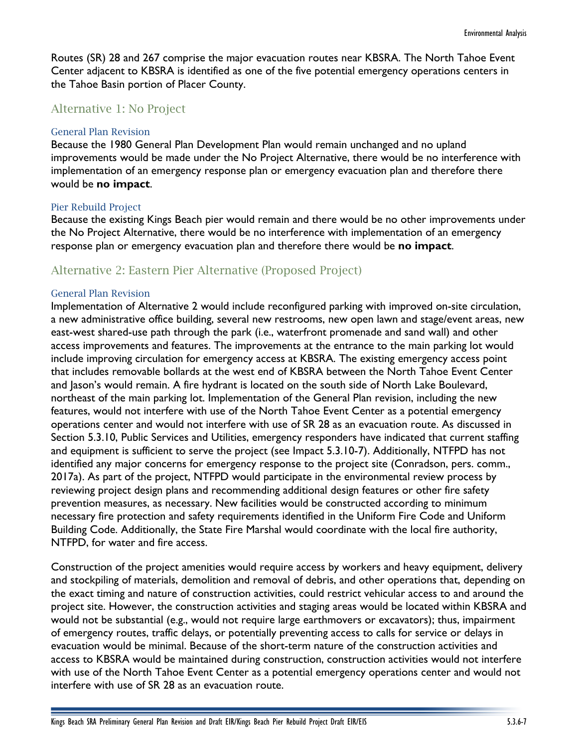Routes (SR) 28 and 267 comprise the major evacuation routes near KBSRA. The North Tahoe Event Center adjacent to KBSRA is identified as one of the five potential emergency operations centers in the Tahoe Basin portion of Placer County.

## Alternative 1: No Project

### General Plan Revision

Because the 1980 General Plan Development Plan would remain unchanged and no upland improvements would be made under the No Project Alternative, there would be no interference with implementation of an emergency response plan or emergency evacuation plan and therefore there would be **no impact**.

### Pier Rebuild Project

Because the existing Kings Beach pier would remain and there would be no other improvements under the No Project Alternative, there would be no interference with implementation of an emergency response plan or emergency evacuation plan and therefore there would be **no impact**.

## Alternative 2: Eastern Pier Alternative (Proposed Project)

### General Plan Revision

Implementation of Alternative 2 would include reconfigured parking with improved on-site circulation, a new administrative office building, several new restrooms, new open lawn and stage/event areas, new east-west shared-use path through the park (i.e., waterfront promenade and sand wall) and other access improvements and features. The improvements at the entrance to the main parking lot would include improving circulation for emergency access at KBSRA. The existing emergency access point that includes removable bollards at the west end of KBSRA between the North Tahoe Event Center and Jason's would remain. A fire hydrant is located on the south side of North Lake Boulevard, northeast of the main parking lot. Implementation of the General Plan revision, including the new features, would not interfere with use of the North Tahoe Event Center as a potential emergency operations center and would not interfere with use of SR 28 as an evacuation route. As discussed in Section 5.3.10, Public Services and Utilities, emergency responders have indicated that current staffing and equipment is sufficient to serve the project (see Impact 5.3.10-7). Additionally, NTFPD has not identified any major concerns for emergency response to the project site (Conradson, pers. comm., 2017a). As part of the project, NTFPD would participate in the environmental review process by reviewing project design plans and recommending additional design features or other fire safety prevention measures, as necessary. New facilities would be constructed according to minimum necessary fire protection and safety requirements identified in the Uniform Fire Code and Uniform Building Code. Additionally, the State Fire Marshal would coordinate with the local fire authority, NTFPD, for water and fire access.

Construction of the project amenities would require access by workers and heavy equipment, delivery and stockpiling of materials, demolition and removal of debris, and other operations that, depending on the exact timing and nature of construction activities, could restrict vehicular access to and around the project site. However, the construction activities and staging areas would be located within KBSRA and would not be substantial (e.g., would not require large earthmovers or excavators); thus, impairment of emergency routes, traffic delays, or potentially preventing access to calls for service or delays in evacuation would be minimal. Because of the short-term nature of the construction activities and access to KBSRA would be maintained during construction, construction activities would not interfere with use of the North Tahoe Event Center as a potential emergency operations center and would not interfere with use of SR 28 as an evacuation route.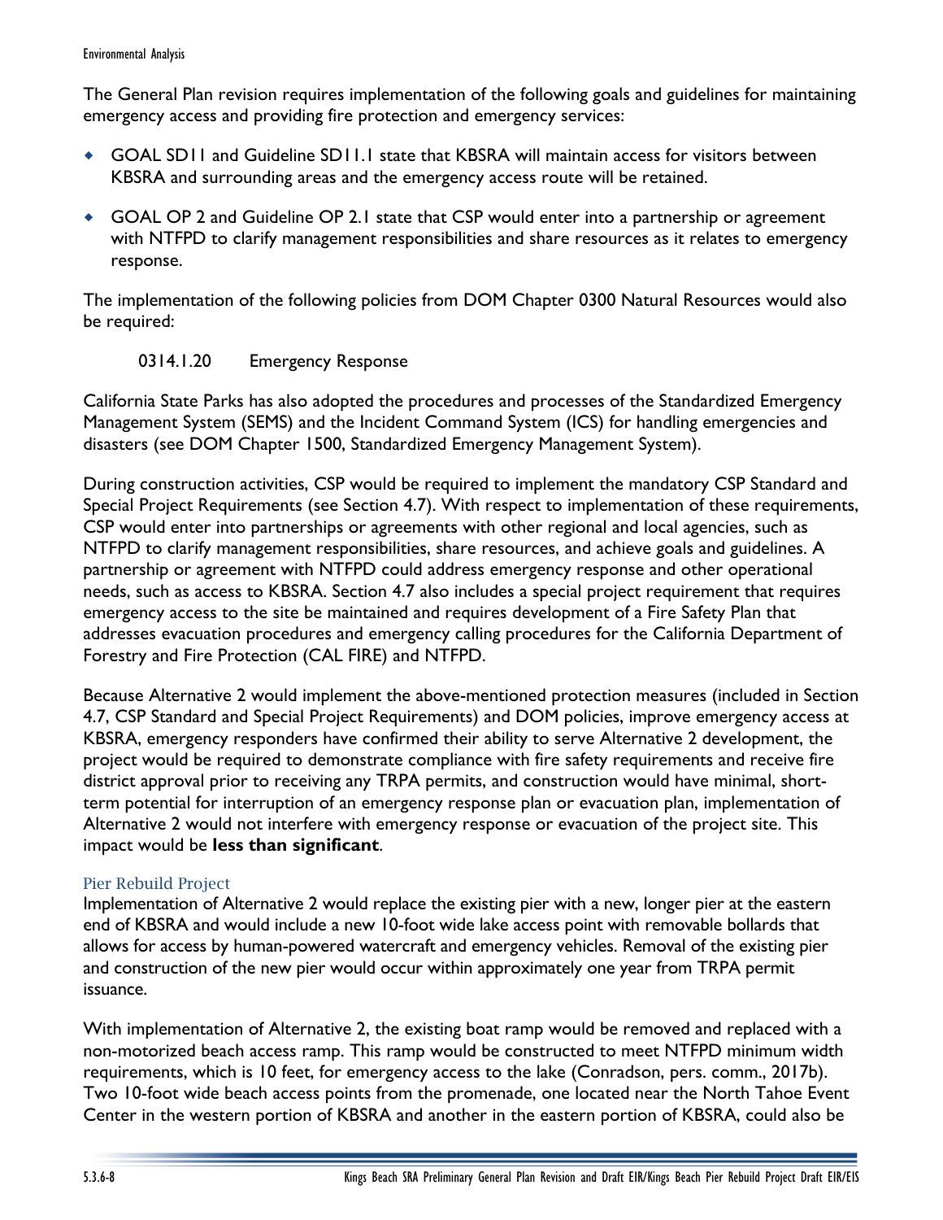The General Plan revision requires implementation of the following goals and guidelines for maintaining emergency access and providing fire protection and emergency services:

- GOAL SD11 and Guideline SD11.1 state that KBSRA will maintain access for visitors between KBSRA and surrounding areas and the emergency access route will be retained.
- GOAL OP 2 and Guideline OP 2.1 state that CSP would enter into a partnership or agreement with NTFPD to clarify management responsibilities and share resources as it relates to emergency response.

The implementation of the following policies from DOM Chapter 0300 Natural Resources would also be required:

0314.1.20 Emergency Response

California State Parks has also adopted the procedures and processes of the Standardized Emergency Management System (SEMS) and the Incident Command System (ICS) for handling emergencies and disasters (see DOM Chapter 1500, Standardized Emergency Management System).

During construction activities, CSP would be required to implement the mandatory CSP Standard and Special Project Requirements (see Section 4.7). With respect to implementation of these requirements, CSP would enter into partnerships or agreements with other regional and local agencies, such as NTFPD to clarify management responsibilities, share resources, and achieve goals and guidelines. A partnership or agreement with NTFPD could address emergency response and other operational needs, such as access to KBSRA. Section 4.7 also includes a special project requirement that requires emergency access to the site be maintained and requires development of a Fire Safety Plan that addresses evacuation procedures and emergency calling procedures for the California Department of Forestry and Fire Protection (CAL FIRE) and NTFPD.

Because Alternative 2 would implement the above-mentioned protection measures (included in Section 4.7, CSP Standard and Special Project Requirements) and DOM policies, improve emergency access at KBSRA, emergency responders have confirmed their ability to serve Alternative 2 development, the project would be required to demonstrate compliance with fire safety requirements and receive fire district approval prior to receiving any TRPA permits, and construction would have minimal, short-term potential for interruption of an emergency response plan or evacuation plan, implementation of Alternative 2 would not interfere with emergency response or evacuation of the project site. This impact would be **less than significant**.

### Pier Rebuild Project

Implementation of Alternative 2 would replace the existing pier with a new, longer pier at the eastern end of KBSRA and would include a new 10-foot wide lake access point with removable bollards that allows for access by human-powered watercraft and emergency vehicles. Removal of the existing pier and construction of the new pier would occur within approximately one year from TRPA permit issuance.

With implementation of Alternative 2, the existing boat ramp would be removed and replaced with a non-motorized beach access ramp. This ramp would be constructed to meet NTFPD minimum width requirements, which is 10 feet, for emergency access to the lake (Conradson, pers. comm., 2017b). Two 10-foot wide beach access points from the promenade, one located near the North Tahoe Event Center in the western portion of KBSRA and another in the eastern portion of KBSRA, could also be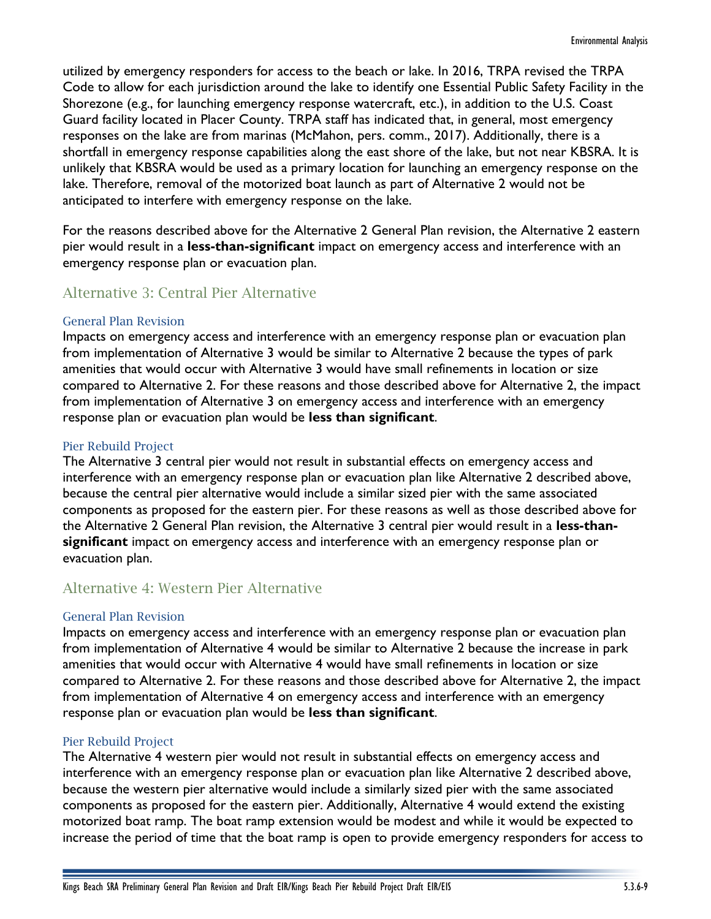utilized by emergency responders for access to the beach or lake. In 2016, TRPA revised the TRPA Code to allow for each jurisdiction around the lake to identify one Essential Public Safety Facility in the Shorezone (e.g., for launching emergency response watercraft, etc.), in addition to the U.S. Coast Guard facility located in Placer County. TRPA staff has indicated that, in general, most emergency responses on the lake are from marinas (McMahon, pers. comm., 2017). Additionally, there is a shortfall in emergency response capabilities along the east shore of the lake, but not near KBSRA. It is unlikely that KBSRA would be used as a primary location for launching an emergency response on the lake. Therefore, removal of the motorized boat launch as part of Alternative 2 would not be anticipated to interfere with emergency response on the lake.

For the reasons described above for the Alternative 2 General Plan revision, the Alternative 2 eastern pier would result in a **less-than-significant** impact on emergency access and interference with an emergency response plan or evacuation plan.

## Alternative 3: Central Pier Alternative

### General Plan Revision

Impacts on emergency access and interference with an emergency response plan or evacuation plan from implementation of Alternative 3 would be similar to Alternative 2 because the types of park amenities that would occur with Alternative 3 would have small refinements in location or size compared to Alternative 2. For these reasons and those described above for Alternative 2, the impact from implementation of Alternative 3 on emergency access and interference with an emergency response plan or evacuation plan would be **less than significant**.

### Pier Rebuild Project

The Alternative 3 central pier would not result in substantial effects on emergency access and interference with an emergency response plan or evacuation plan like Alternative 2 described above, because the central pier alternative would include a similar sized pier with the same associated components as proposed for the eastern pier. For these reasons as well as those described above for the Alternative 2 General Plan revision, the Alternative 3 central pier would result in a **less-than-significant** impact on emergency access and interference with an emergency response plan or evacuation plan.

## Alternative 4: Western Pier Alternative

### General Plan Revision

Impacts on emergency access and interference with an emergency response plan or evacuation plan from implementation of Alternative 4 would be similar to Alternative 2 because the increase in park amenities that would occur with Alternative 4 would have small refinements in location or size compared to Alternative 2. For these reasons and those described above for Alternative 2, the impact from implementation of Alternative 4 on emergency access and interference with an emergency response plan or evacuation plan would be **less than significant**.

### Pier Rebuild Project

The Alternative 4 western pier would not result in substantial effects on emergency access and interference with an emergency response plan or evacuation plan like Alternative 2 described above, because the western pier alternative would include a similarly sized pier with the same associated components as proposed for the eastern pier. Additionally, Alternative 4 would extend the existing motorized boat ramp. The boat ramp extension would be modest and while it would be expected to increase the period of time that the boat ramp is open to provide emergency responders for access to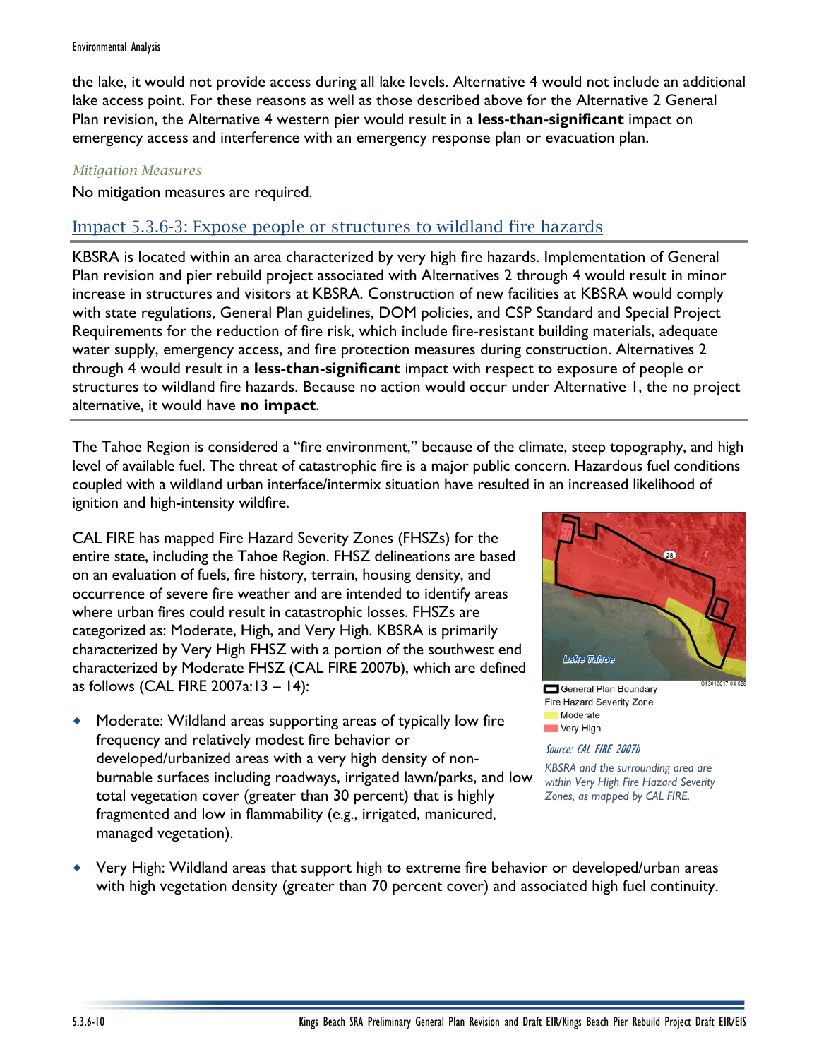the lake, it would not provide access during all lake levels. Alternative 4 would not include an additional lake access point. For these reasons as well as those described above for the Alternative 2 General Plan revision, the Alternative 4 western pier would result in a **less-than-significant** impact on emergency access and interference with an emergency response plan or evacuation plan.

*Mitigation Measures*

No mitigation measures are required.

## Impact 5.3.6-3: Expose people or structures to wildland fire hazards

KBSRA is located within an area characterized by very high fire hazards. Implementation of General Plan revision and pier rebuild project associated with Alternatives 2 through 4 would result in minor increase in structures and visitors at KBSRA. Construction of new facilities at KBSRA would comply with state regulations, General Plan guidelines, DOM policies, and CSP Standard and Special Project Requirements for the reduction of fire risk, which include fire-resistant building materials, adequate water supply, emergency access, and fire protection measures during construction. Alternatives 2 through 4 would result in a **less-than-significant** impact with respect to exposure of people or structures to wildland fire hazards. Because no action would occur under Alternative 1, the no project alternative, it would have **no impact**.

The Tahoe Region is considered a "fire environment," because of the climate, steep topography, and high level of available fuel. The threat of catastrophic fire is a major public concern. Hazardous fuel conditions coupled with a wildland urban interface/intermix situation have resulted in an increased likelihood of ignition and high-intensity wildfire.

CAL FIRE has mapped Fire Hazard Severity Zones (FHSZs) for the entire state, including the Tahoe Region. FHSZ delineations are based on an evaluation of fuels, fire history, terrain, housing density, and occurrence of severe fire weather and are intended to identify areas where urban fires could result in catastrophic losses. FHSZs are categorized as: Moderate, High, and Very High. KBSRA is primarily characterized by Very High FHSZ with a portion of the southwest end characterized by Moderate FHSZ (CAL FIRE 2007b), which are defined as follows (CAL FIRE 2007a:13 – 14):

General Plan Boundary
Fire Hazard Severity Zone
Moderate
Very High

*Source: CAL FIRE 2007b*

*KBSRA and the surrounding area are within Very High Fire Hazard Severity Zones, as mapped by CAL FIRE.*

- Moderate: Wildland areas supporting areas of typically low fire frequency and relatively modest fire behavior or developed/urbanized areas with a very high density of non-burnable surfaces including roadways, irrigated lawn/parks, and low total vegetation cover (greater than 30 percent) that is highly fragmented and low in flammability (e.g., irrigated, manicured, managed vegetation).
- Very High: Wildland areas that support high to extreme fire behavior or developed/urban areas with high vegetation density (greater than 70 percent cover) and associated high fuel continuity.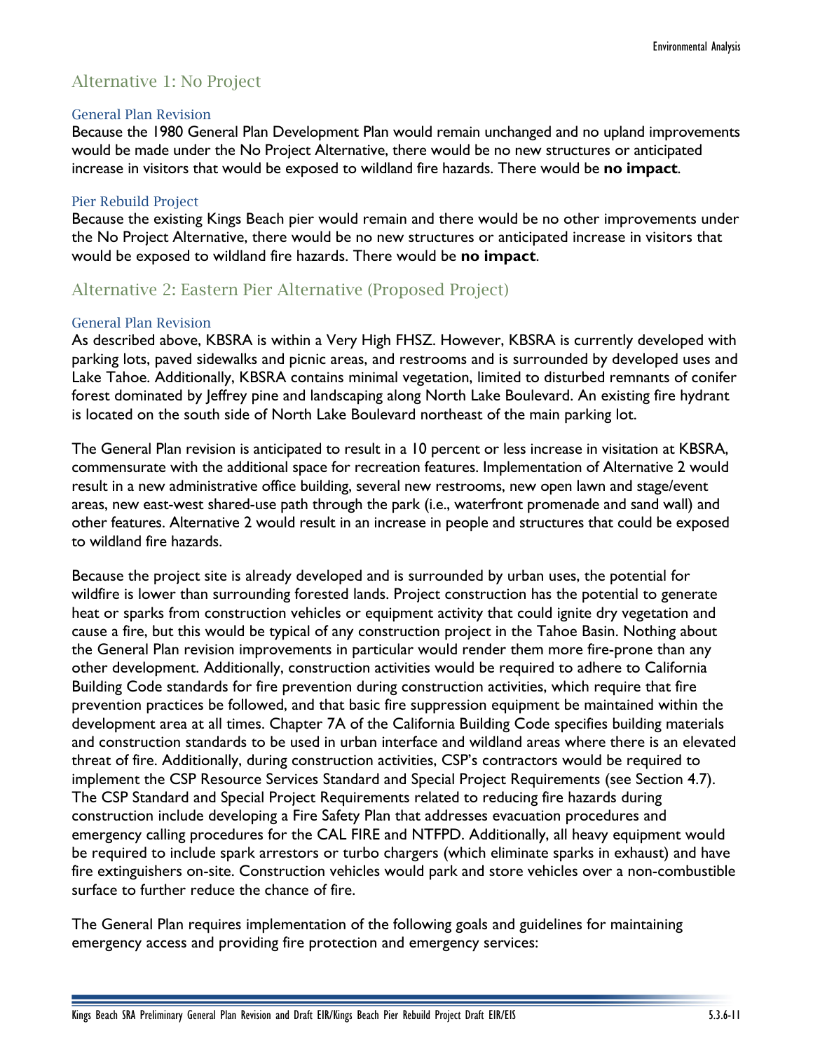## Alternative 1: No Project

### General Plan Revision

Because the 1980 General Plan Development Plan would remain unchanged and no upland improvements would be made under the No Project Alternative, there would be no new structures or anticipated increase in visitors that would be exposed to wildland fire hazards. There would be **no impact**.

### Pier Rebuild Project

Because the existing Kings Beach pier would remain and there would be no other improvements under the No Project Alternative, there would be no new structures or anticipated increase in visitors that would be exposed to wildland fire hazards. There would be **no impact**.

## Alternative 2: Eastern Pier Alternative (Proposed Project)

### General Plan Revision

As described above, KBSRA is within a Very High FHSZ. However, KBSRA is currently developed with parking lots, paved sidewalks and picnic areas, and restrooms and is surrounded by developed uses and Lake Tahoe. Additionally, KBSRA contains minimal vegetation, limited to disturbed remnants of conifer forest dominated by Jeffrey pine and landscaping along North Lake Boulevard. An existing fire hydrant is located on the south side of North Lake Boulevard northeast of the main parking lot.

The General Plan revision is anticipated to result in a 10 percent or less increase in visitation at KBSRA, commensurate with the additional space for recreation features. Implementation of Alternative 2 would result in a new administrative office building, several new restrooms, new open lawn and stage/event areas, new east-west shared-use path through the park (i.e., waterfront promenade and sand wall) and other features. Alternative 2 would result in an increase in people and structures that could be exposed to wildland fire hazards.

Because the project site is already developed and is surrounded by urban uses, the potential for wildfire is lower than surrounding forested lands. Project construction has the potential to generate heat or sparks from construction vehicles or equipment activity that could ignite dry vegetation and cause a fire, but this would be typical of any construction project in the Tahoe Basin. Nothing about the General Plan revision improvements in particular would render them more fire-prone than any other development. Additionally, construction activities would be required to adhere to California Building Code standards for fire prevention during construction activities, which require that fire prevention practices be followed, and that basic fire suppression equipment be maintained within the development area at all times. Chapter 7A of the California Building Code specifies building materials and construction standards to be used in urban interface and wildland areas where there is an elevated threat of fire. Additionally, during construction activities, CSP's contractors would be required to implement the CSP Resource Services Standard and Special Project Requirements (see Section 4.7). The CSP Standard and Special Project Requirements related to reducing fire hazards during construction include developing a Fire Safety Plan that addresses evacuation procedures and emergency calling procedures for the CAL FIRE and NTFPD. Additionally, all heavy equipment would be required to include spark arrestors or turbo chargers (which eliminate sparks in exhaust) and have fire extinguishers on-site. Construction vehicles would park and store vehicles over a non-combustible surface to further reduce the chance of fire.

The General Plan requires implementation of the following goals and guidelines for maintaining emergency access and providing fire protection and emergency services: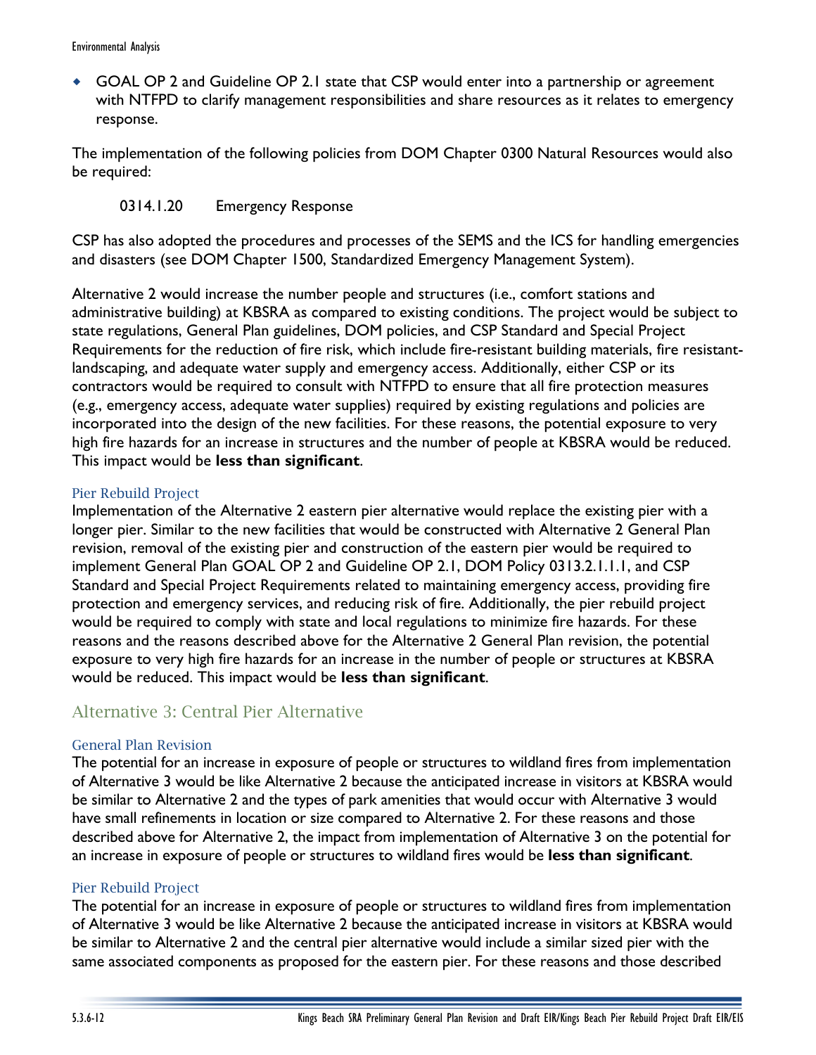- GOAL OP 2 and Guideline OP 2.1 state that CSP would enter into a partnership or agreement with NTFPD to clarify management responsibilities and share resources as it relates to emergency response.

The implementation of the following policies from DOM Chapter 0300 Natural Resources would also be required:

0314.1.20 Emergency Response

CSP has also adopted the procedures and processes of the SEMS and the ICS for handling emergencies and disasters (see DOM Chapter 1500, Standardized Emergency Management System).

Alternative 2 would increase the number people and structures (i.e., comfort stations and administrative building) at KBSRA as compared to existing conditions. The project would be subject to state regulations, General Plan guidelines, DOM policies, and CSP Standard and Special Project Requirements for the reduction of fire risk, which include fire-resistant building materials, fire resistant-landscaping, and adequate water supply and emergency access. Additionally, either CSP or its contractors would be required to consult with NTFPD to ensure that all fire protection measures (e.g., emergency access, adequate water supplies) required by existing regulations and policies are incorporated into the design of the new facilities. For these reasons, the potential exposure to very high fire hazards for an increase in structures and the number of people at KBSRA would be reduced. This impact would be **less than significant**.

#### Pier Rebuild Project

Implementation of the Alternative 2 eastern pier alternative would replace the existing pier with a longer pier. Similar to the new facilities that would be constructed with Alternative 2 General Plan revision, removal of the existing pier and construction of the eastern pier would be required to implement General Plan GOAL OP 2 and Guideline OP 2.1, DOM Policy 0313.2.1.1.1, and CSP Standard and Special Project Requirements related to maintaining emergency access, providing fire protection and emergency services, and reducing risk of fire. Additionally, the pier rebuild project would be required to comply with state and local regulations to minimize fire hazards. For these reasons and the reasons described above for the Alternative 2 General Plan revision, the potential exposure to very high fire hazards for an increase in the number of people or structures at KBSRA would be reduced. This impact would be **less than significant**.

### Alternative 3: Central Pier Alternative

#### General Plan Revision

The potential for an increase in exposure of people or structures to wildland fires from implementation of Alternative 3 would be like Alternative 2 because the anticipated increase in visitors at KBSRA would be similar to Alternative 2 and the types of park amenities that would occur with Alternative 3 would have small refinements in location or size compared to Alternative 2. For these reasons and those described above for Alternative 2, the impact from implementation of Alternative 3 on the potential for an increase in exposure of people or structures to wildland fires would be **less than significant**.

#### Pier Rebuild Project

The potential for an increase in exposure of people or structures to wildland fires from implementation of Alternative 3 would be like Alternative 2 because the anticipated increase in visitors at KBSRA would be similar to Alternative 2 and the central pier alternative would include a similar sized pier with the same associated components as proposed for the eastern pier. For these reasons and those described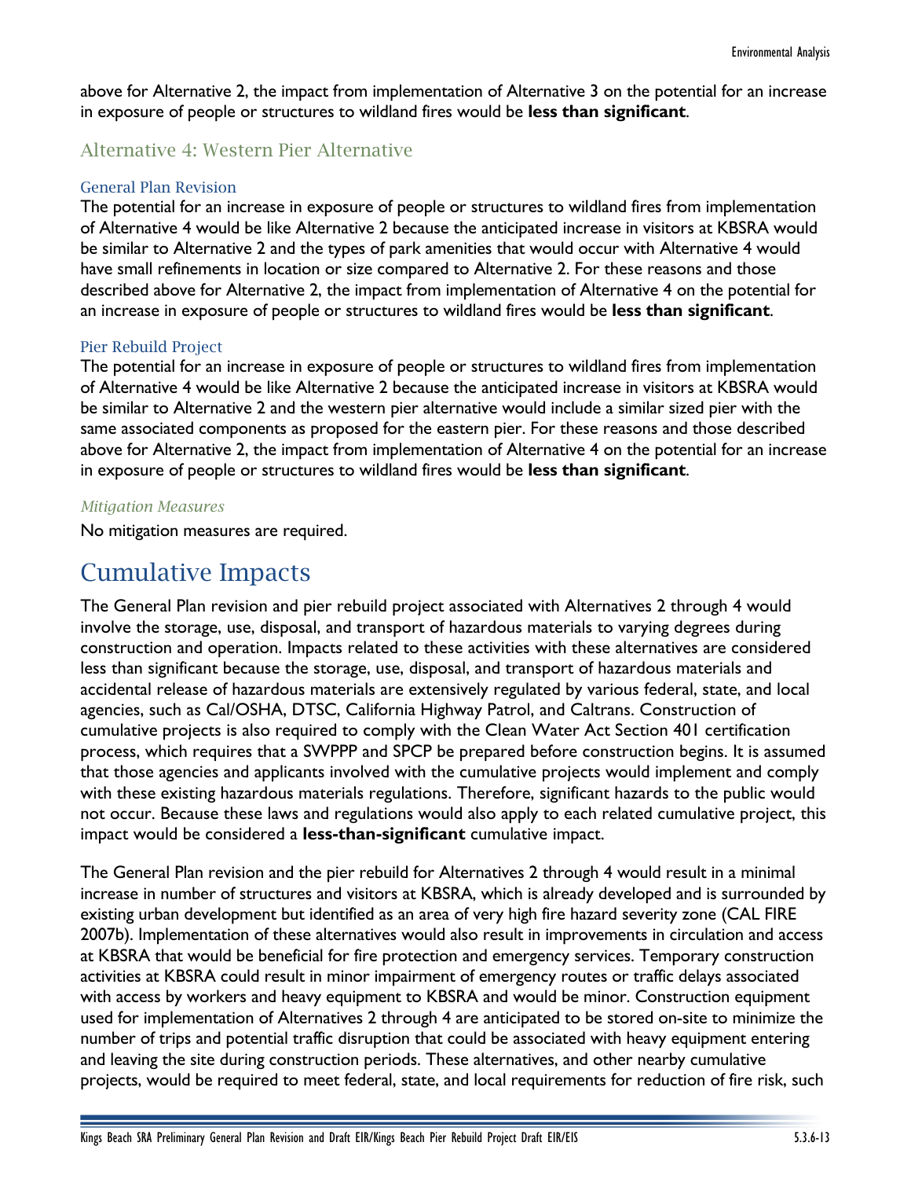above for Alternative 2, the impact from implementation of Alternative 3 on the potential for an increase in exposure of people or structures to wildland fires would be **less than significant**.

### Alternative 4: Western Pier Alternative

#### General Plan Revision

The potential for an increase in exposure of people or structures to wildland fires from implementation of Alternative 4 would be like Alternative 2 because the anticipated increase in visitors at KBSRA would be similar to Alternative 2 and the types of park amenities that would occur with Alternative 4 would have small refinements in location or size compared to Alternative 2. For these reasons and those described above for Alternative 2, the impact from implementation of Alternative 4 on the potential for an increase in exposure of people or structures to wildland fires would be **less than significant**.

#### Pier Rebuild Project

The potential for an increase in exposure of people or structures to wildland fires from implementation of Alternative 4 would be like Alternative 2 because the anticipated increase in visitors at KBSRA would be similar to Alternative 2 and the western pier alternative would include a similar sized pier with the same associated components as proposed for the eastern pier. For these reasons and those described above for Alternative 2, the impact from implementation of Alternative 4 on the potential for an increase in exposure of people or structures to wildland fires would be **less than significant**.

*Mitigation Measures*

No mitigation measures are required.

## Cumulative Impacts

The General Plan revision and pier rebuild project associated with Alternatives 2 through 4 would involve the storage, use, disposal, and transport of hazardous materials to varying degrees during construction and operation. Impacts related to these activities with these alternatives are considered less than significant because the storage, use, disposal, and transport of hazardous materials and accidental release of hazardous materials are extensively regulated by various federal, state, and local agencies, such as Cal/OSHA, DTSC, California Highway Patrol, and Caltrans. Construction of cumulative projects is also required to comply with the Clean Water Act Section 401 certification process, which requires that a SWPPP and SPCP be prepared before construction begins. It is assumed that those agencies and applicants involved with the cumulative projects would implement and comply with these existing hazardous materials regulations. Therefore, significant hazards to the public would not occur. Because these laws and regulations would also apply to each related cumulative project, this impact would be considered a **less-than-significant** cumulative impact.

The General Plan revision and the pier rebuild for Alternatives 2 through 4 would result in a minimal increase in number of structures and visitors at KBSRA, which is already developed and is surrounded by existing urban development but identified as an area of very high fire hazard severity zone (CAL FIRE 2007b). Implementation of these alternatives would also result in improvements in circulation and access at KBSRA that would be beneficial for fire protection and emergency services. Temporary construction activities at KBSRA could result in minor impairment of emergency routes or traffic delays associated with access by workers and heavy equipment to KBSRA and would be minor. Construction equipment used for implementation of Alternatives 2 through 4 are anticipated to be stored on-site to minimize the number of trips and potential traffic disruption that could be associated with heavy equipment entering and leaving the site during construction periods. These alternatives, and other nearby cumulative projects, would be required to meet federal, state, and local requirements for reduction of fire risk, such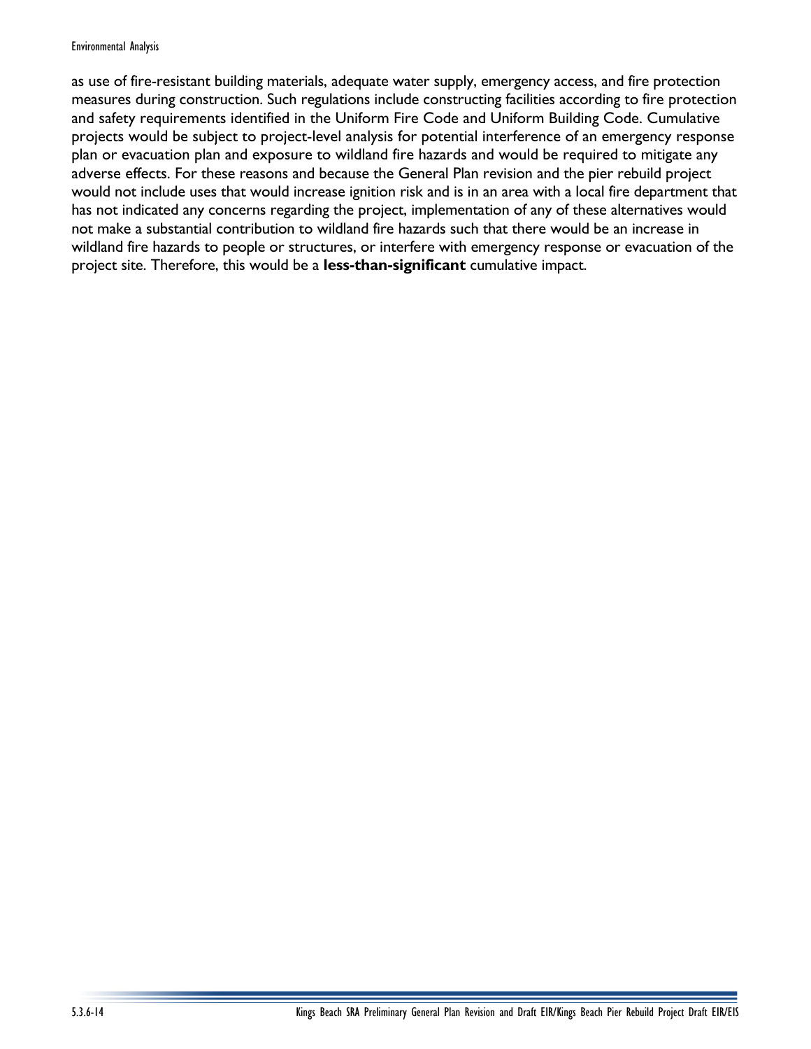as use of fire-resistant building materials, adequate water supply, emergency access, and fire protection measures during construction. Such regulations include constructing facilities according to fire protection and safety requirements identified in the Uniform Fire Code and Uniform Building Code. Cumulative projects would be subject to project-level analysis for potential interference of an emergency response plan or evacuation plan and exposure to wildland fire hazards and would be required to mitigate any adverse effects. For these reasons and because the General Plan revision and the pier rebuild project would not include uses that would increase ignition risk and is in an area with a local fire department that has not indicated any concerns regarding the project, implementation of any of these alternatives would not make a substantial contribution to wildland fire hazards such that there would be an increase in wildland fire hazards to people or structures, or interfere with emergency response or evacuation of the project site. Therefore, this would be a **less-than-significant** cumulative impact.